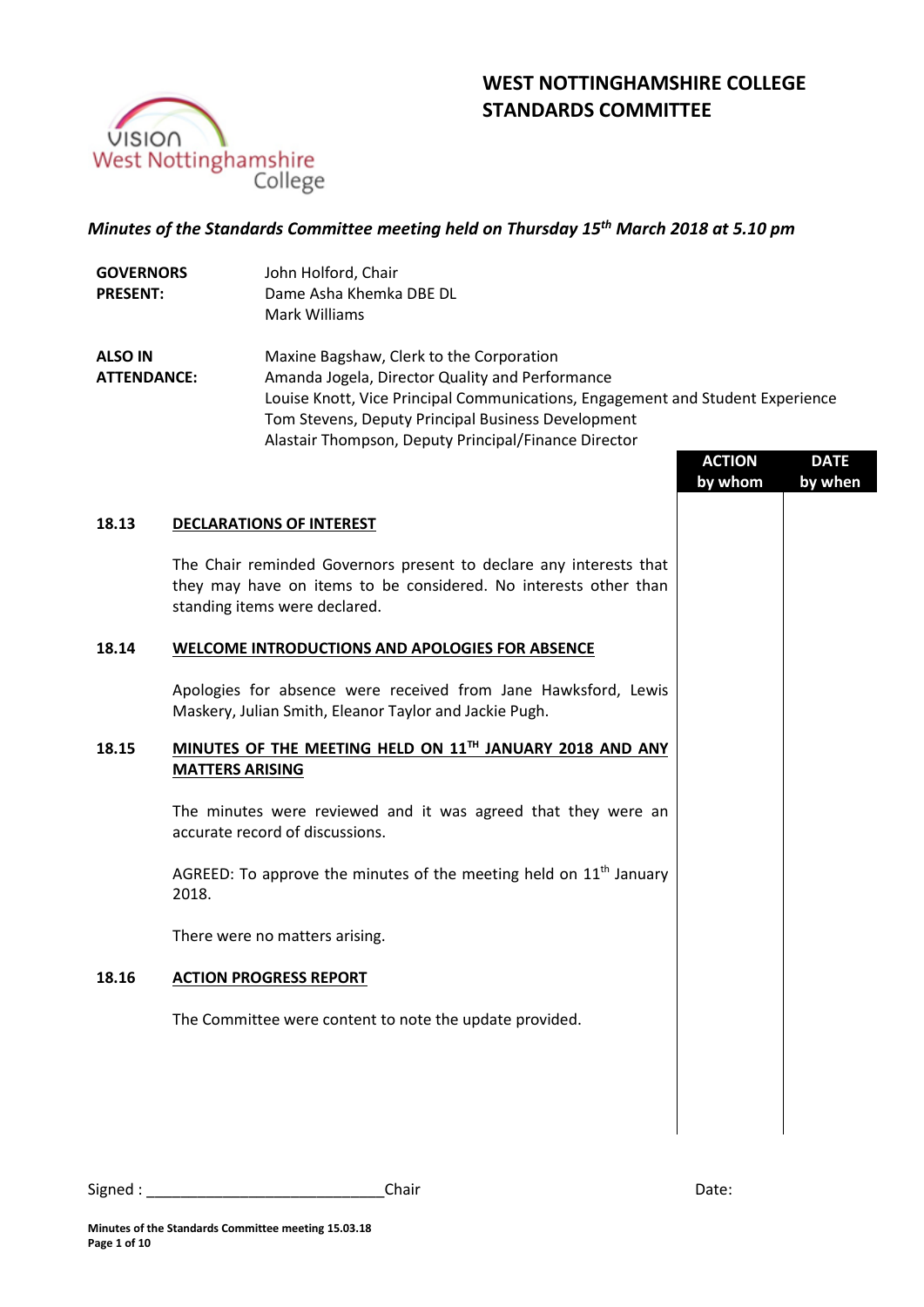# WEST NOTTINGHAMSHIRE COLLEGE
# STANDARDS COMMITTEE

***Minutes of the Standards Committee meeting held on Thursday 15th March 2018 at 5.10 pm***

**GOVERNORS PRESENT:**
John Holford, Chair
Dame Asha Khemka DBE DL
Mark Williams

**ALSO IN ATTENDANCE:**
Maxine Bagshaw, Clerk to the Corporation
Amanda Jogela, Director Quality and Performance
Louise Knott, Vice Principal Communications, Engagement and Student Experience
Tom Stevens, Deputy Principal Business Development
Alastair Thompson, Deputy Principal/Finance Director

| | | ACTION by whom | DATE by when |
|---|---|---|---|
| **18.13** | **DECLARATIONS OF INTEREST** | | |
| | The Chair reminded Governors present to declare any interests that they may have on items to be considered. No interests other than standing items were declared. | | |
| **18.14** | **WELCOME INTRODUCTIONS AND APOLOGIES FOR ABSENCE** | | |
| | Apologies for absence were received from Jane Hawksford, Lewis Maskery, Julian Smith, Eleanor Taylor and Jackie Pugh. | | |
| **18.15** | **MINUTES OF THE MEETING HELD ON 11TH JANUARY 2018 AND ANY MATTERS ARISING** | | |
| | The minutes were reviewed and it was agreed that they were an accurate record of discussions. | | |
| | AGREED: To approve the minutes of the meeting held on 11th January 2018. | | |
| | There were no matters arising. | | |
| **18.16** | **ACTION PROGRESS REPORT** | | |
| | The Committee were content to note the update provided. | | |

Signed : ____________________________Chair Date: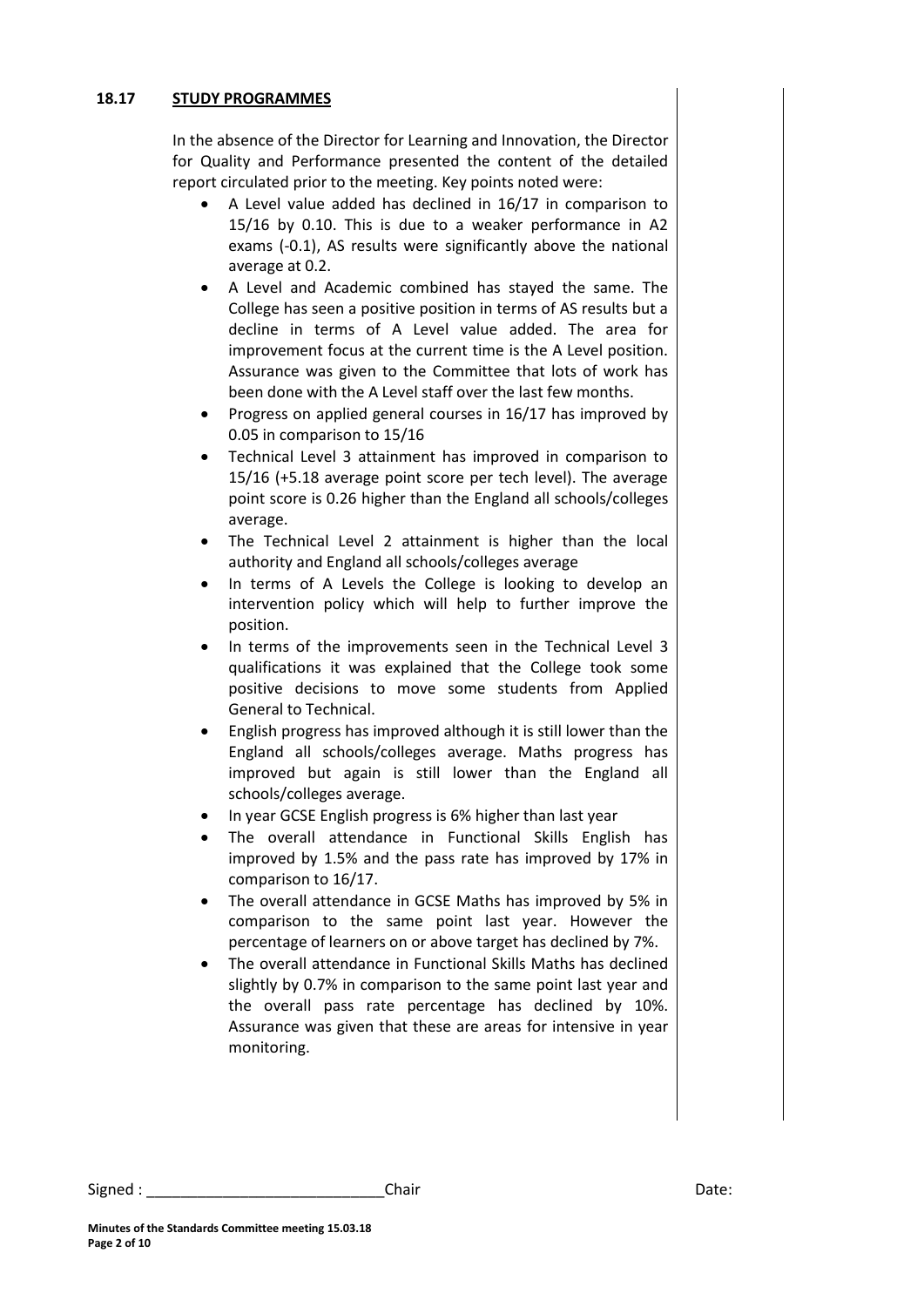## 18.17 STUDY PROGRAMMES

In the absence of the Director for Learning and Innovation, the Director for Quality and Performance presented the content of the detailed report circulated prior to the meeting. Key points noted were:

- A Level value added has declined in 16/17 in comparison to 15/16 by 0.10. This is due to a weaker performance in A2 exams (-0.1), AS results were significantly above the national average at 0.2.
- A Level and Academic combined has stayed the same. The College has seen a positive position in terms of AS results but a decline in terms of A Level value added. The area for improvement focus at the current time is the A Level position. Assurance was given to the Committee that lots of work has been done with the A Level staff over the last few months.
- Progress on applied general courses in 16/17 has improved by 0.05 in comparison to 15/16
- Technical Level 3 attainment has improved in comparison to 15/16 (+5.18 average point score per tech level). The average point score is 0.26 higher than the England all schools/colleges average.
- The Technical Level 2 attainment is higher than the local authority and England all schools/colleges average
- In terms of A Levels the College is looking to develop an intervention policy which will help to further improve the position.
- In terms of the improvements seen in the Technical Level 3 qualifications it was explained that the College took some positive decisions to move some students from Applied General to Technical.
- English progress has improved although it is still lower than the England all schools/colleges average. Maths progress has improved but again is still lower than the England all schools/colleges average.
- In year GCSE English progress is 6% higher than last year
- The overall attendance in Functional Skills English has improved by 1.5% and the pass rate has improved by 17% in comparison to 16/17.
- The overall attendance in GCSE Maths has improved by 5% in comparison to the same point last year. However the percentage of learners on or above target has declined by 7%.
- The overall attendance in Functional Skills Maths has declined slightly by 0.7% in comparison to the same point last year and the overall pass rate percentage has declined by 10%. Assurance was given that these are areas for intensive in year monitoring.

Signed : ____________________________Chair Date: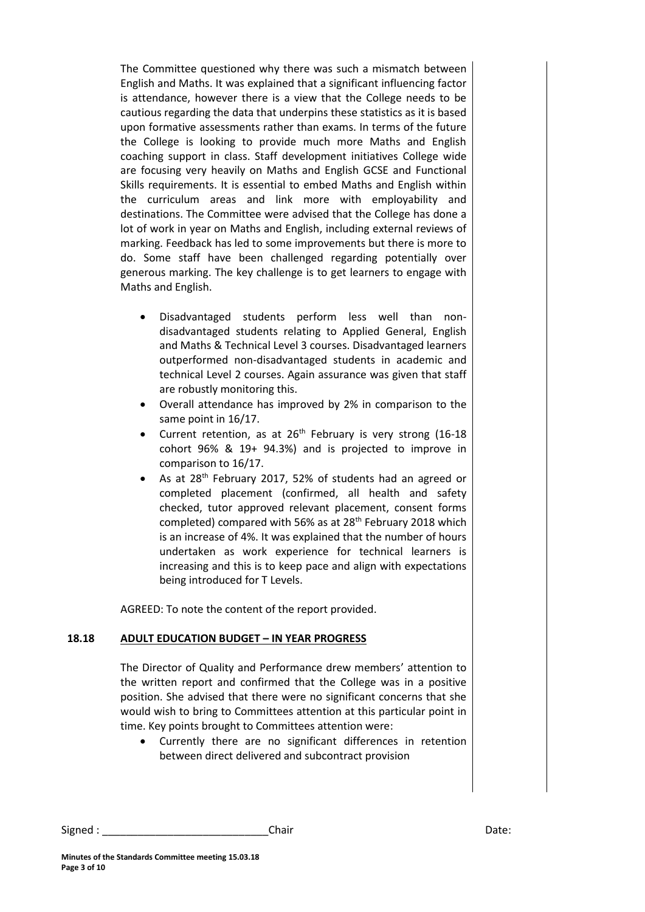The Committee questioned why there was such a mismatch between English and Maths. It was explained that a significant influencing factor is attendance, however there is a view that the College needs to be cautious regarding the data that underpins these statistics as it is based upon formative assessments rather than exams. In terms of the future the College is looking to provide much more Maths and English coaching support in class. Staff development initiatives College wide are focusing very heavily on Maths and English GCSE and Functional Skills requirements. It is essential to embed Maths and English within the curriculum areas and link more with employability and destinations. The Committee were advised that the College has done a lot of work in year on Maths and English, including external reviews of marking. Feedback has led to some improvements but there is more to do. Some staff have been challenged regarding potentially over generous marking. The key challenge is to get learners to engage with Maths and English.

- Disadvantaged students perform less well than non-disadvantaged students relating to Applied General, English and Maths & Technical Level 3 courses. Disadvantaged learners outperformed non-disadvantaged students in academic and technical Level 2 courses. Again assurance was given that staff are robustly monitoring this.
- Overall attendance has improved by 2% in comparison to the same point in 16/17.
- Current retention, as at 26th February is very strong (16-18 cohort 96% & 19+ 94.3%) and is projected to improve in comparison to 16/17.
- As at 28th February 2017, 52% of students had an agreed or completed placement (confirmed, all health and safety checked, tutor approved relevant placement, consent forms completed) compared with 56% as at 28th February 2018 which is an increase of 4%. It was explained that the number of hours undertaken as work experience for technical learners is increasing and this is to keep pace and align with expectations being introduced for T Levels.

AGREED: To note the content of the report provided.

## 18.18 ADULT EDUCATION BUDGET – IN YEAR PROGRESS

The Director of Quality and Performance drew members' attention to the written report and confirmed that the College was in a positive position. She advised that there were no significant concerns that she would wish to bring to Committees attention at this particular point in time. Key points brought to Committees attention were:

- Currently there are no significant differences in retention between direct delivered and subcontract provision

Signed : ____________________________Chair Date: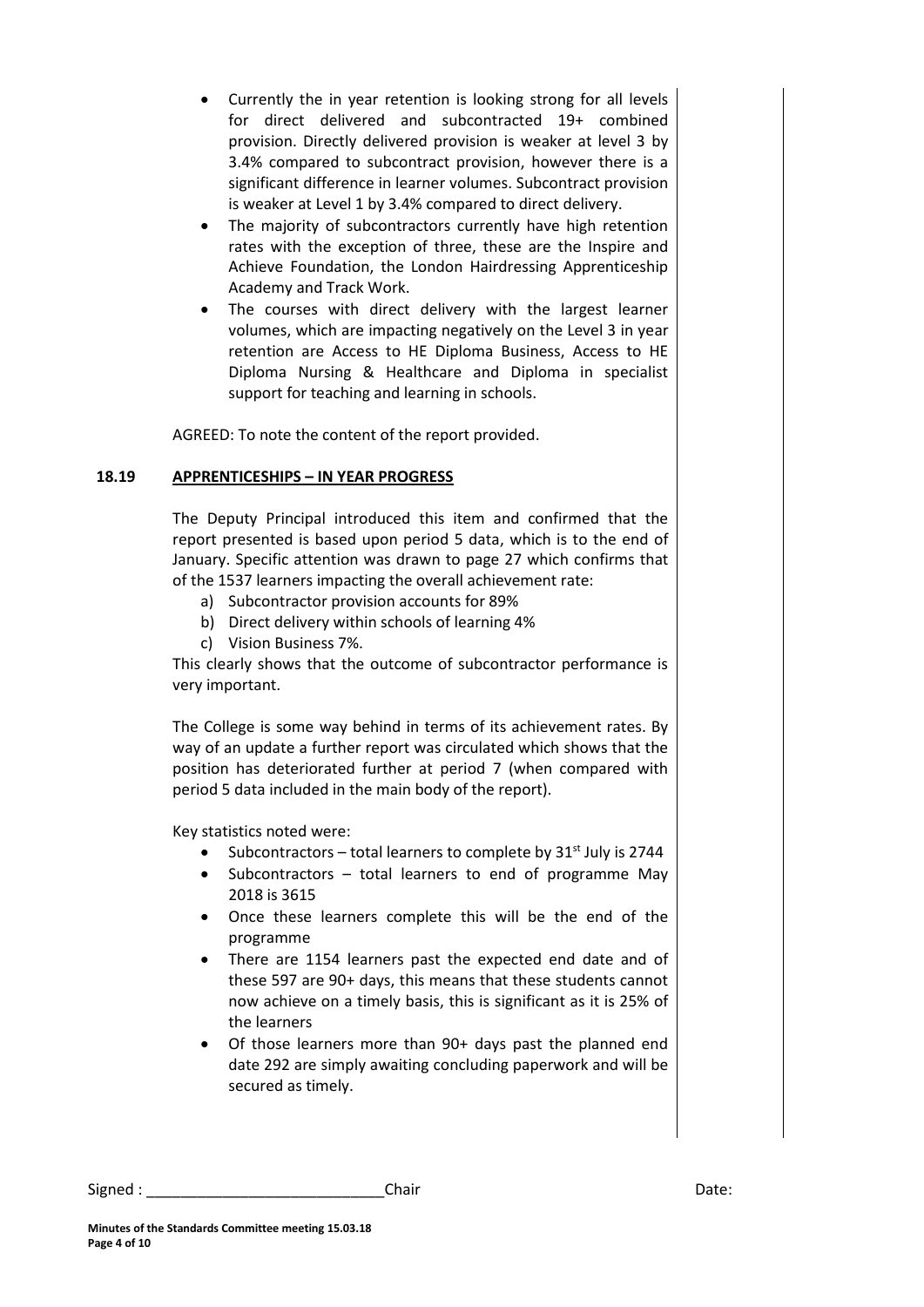- Currently the in year retention is looking strong for all levels for direct delivered and subcontracted 19+ combined provision. Directly delivered provision is weaker at level 3 by 3.4% compared to subcontract provision, however there is a significant difference in learner volumes. Subcontract provision is weaker at Level 1 by 3.4% compared to direct delivery.
- The majority of subcontractors currently have high retention rates with the exception of three, these are the Inspire and Achieve Foundation, the London Hairdressing Apprenticeship Academy and Track Work.
- The courses with direct delivery with the largest learner volumes, which are impacting negatively on the Level 3 in year retention are Access to HE Diploma Business, Access to HE Diploma Nursing & Healthcare and Diploma in specialist support for teaching and learning in schools.

AGREED: To note the content of the report provided.

**18.19 APPRENTICESHIPS – IN YEAR PROGRESS**

The Deputy Principal introduced this item and confirmed that the report presented is based upon period 5 data, which is to the end of January. Specific attention was drawn to page 27 which confirms that of the 1537 learners impacting the overall achievement rate:

a) Subcontractor provision accounts for 89%
b) Direct delivery within schools of learning 4%
c) Vision Business 7%.

This clearly shows that the outcome of subcontractor performance is very important.

The College is some way behind in terms of its achievement rates. By way of an update a further report was circulated which shows that the position has deteriorated further at period 7 (when compared with period 5 data included in the main body of the report).

Key statistics noted were:

- Subcontractors – total learners to complete by 31st July is 2744
- Subcontractors – total learners to end of programme May 2018 is 3615
- Once these learners complete this will be the end of the programme
- There are 1154 learners past the expected end date and of these 597 are 90+ days, this means that these students cannot now achieve on a timely basis, this is significant as it is 25% of the learners
- Of those learners more than 90+ days past the planned end date 292 are simply awaiting concluding paperwork and will be secured as timely.

Signed : ____________________________Chair Date: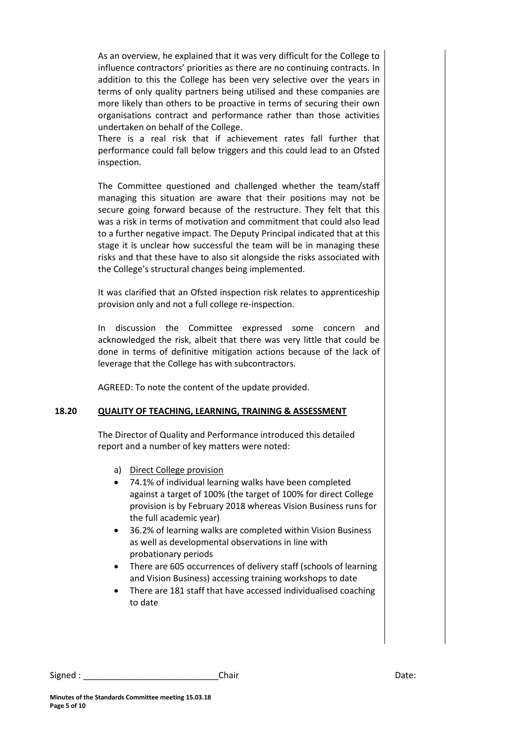As an overview, he explained that it was very difficult for the College to influence contractors' priorities as there are no continuing contracts. In addition to this the College has been very selective over the years in terms of only quality partners being utilised and these companies are more likely than others to be proactive in terms of securing their own organisations contract and performance rather than those activities undertaken on behalf of the College.
There is a real risk that if achievement rates fall further that performance could fall below triggers and this could lead to an Ofsted inspection.

The Committee questioned and challenged whether the team/staff managing this situation are aware that their positions may not be secure going forward because of the restructure. They felt that this was a risk in terms of motivation and commitment that could also lead to a further negative impact. The Deputy Principal indicated that at this stage it is unclear how successful the team will be in managing these risks and that these have to also sit alongside the risks associated with the College's structural changes being implemented.

It was clarified that an Ofsted inspection risk relates to apprenticeship provision only and not a full college re-inspection.

In discussion the Committee expressed some concern and acknowledged the risk, albeit that there was very little that could be done in terms of definitive mitigation actions because of the lack of leverage that the College has with subcontractors.

AGREED: To note the content of the update provided.

## 18.20 QUALITY OF TEACHING, LEARNING, TRAINING & ASSESSMENT

The Director of Quality and Performance introduced this detailed report and a number of key matters were noted:

a) Direct College provision

- 74.1% of individual learning walks have been completed against a target of 100% (the target of 100% for direct College provision is by February 2018 whereas Vision Business runs for the full academic year)
- 36.2% of learning walks are completed within Vision Business as well as developmental observations in line with probationary periods
- There are 605 occurrences of delivery staff (schools of learning and Vision Business) accessing training workshops to date
- There are 181 staff that have accessed individualised coaching to date

Signed : ____________________________Chair Date: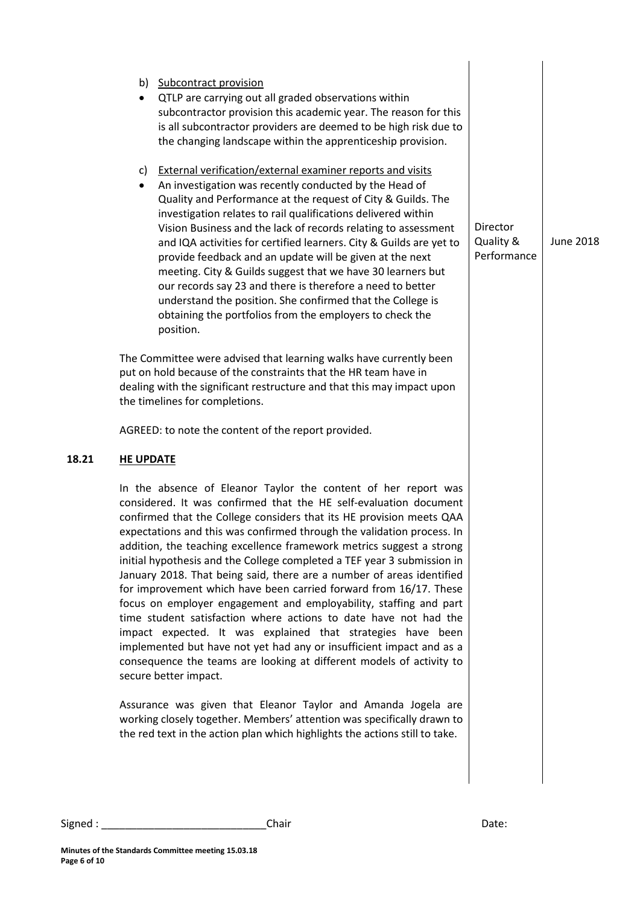b) <u>Subcontract provision</u>

- QTLP are carrying out all graded observations within subcontractor provision this academic year. The reason for this is all subcontractor providers are deemed to be high risk due to the changing landscape within the apprenticeship provision.

c) <u>External verification/external examiner reports and visits</u>

- An investigation was recently conducted by the Head of Quality and Performance at the request of City & Guilds. The investigation relates to rail qualifications delivered within Vision Business and the lack of records relating to assessment and IQA activities for certified learners. City & Guilds are yet to provide feedback and an update will be given at the next meeting. City & Guilds suggest that we have 30 learners but our records say 23 and there is therefore a need to better understand the position. She confirmed that the College is obtaining the portfolios from the employers to check the position. — **Director Quality & Performance** — **June 2018**

The Committee were advised that learning walks have currently been put on hold because of the constraints that the HR team have in dealing with the significant restructure and that this may impact upon the timelines for completions.

AGREED: to note the content of the report provided.

**18.21 <u>HE UPDATE</u>**

In the absence of Eleanor Taylor the content of her report was considered. It was confirmed that the HE self-evaluation document confirmed that the College considers that its HE provision meets QAA expectations and this was confirmed through the validation process. In addition, the teaching excellence framework metrics suggest a strong initial hypothesis and the College completed a TEF year 3 submission in January 2018. That being said, there are a number of areas identified for improvement which have been carried forward from 16/17. These focus on employer engagement and employability, staffing and part time student satisfaction where actions to date have not had the impact expected. It was explained that strategies have been implemented but have not yet had any or insufficient impact and as a consequence the teams are looking at different models of activity to secure better impact.

Assurance was given that Eleanor Taylor and Amanda Jogela are working closely together. Members' attention was specifically drawn to the red text in the action plan which highlights the actions still to take.

Signed : ____________________________Chair Date: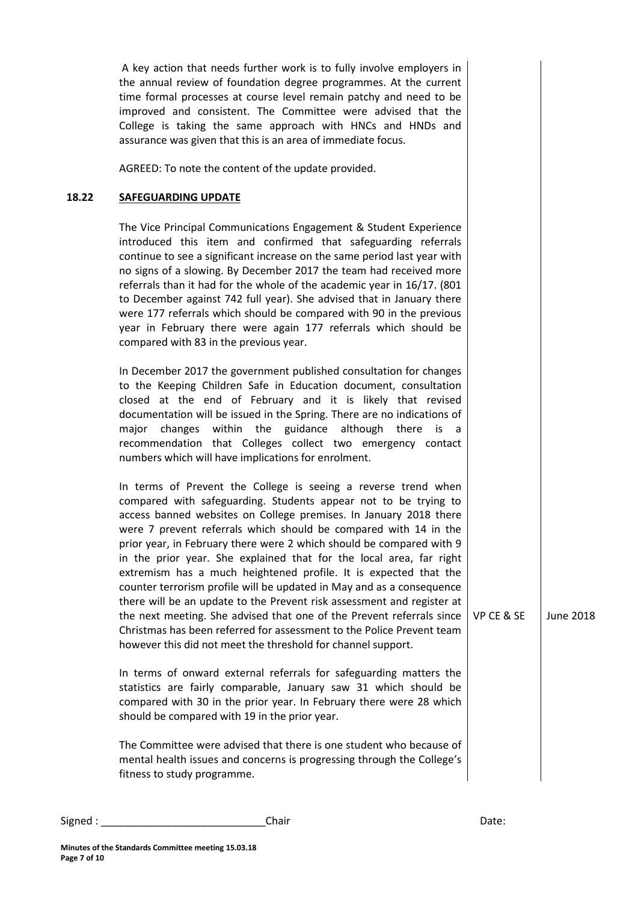A key action that needs further work is to fully involve employers in the annual review of foundation degree programmes. At the current time formal processes at course level remain patchy and need to be improved and consistent. The Committee were advised that the College is taking the same approach with HNCs and HNDs and assurance was given that this is an area of immediate focus.

AGREED: To note the content of the update provided.

**18.22 SAFEGUARDING UPDATE**

The Vice Principal Communications Engagement & Student Experience introduced this item and confirmed that safeguarding referrals continue to see a significant increase on the same period last year with no signs of a slowing. By December 2017 the team had received more referrals than it had for the whole of the academic year in 16/17. (801 to December against 742 full year). She advised that in January there were 177 referrals which should be compared with 90 in the previous year in February there were again 177 referrals which should be compared with 83 in the previous year.

In December 2017 the government published consultation for changes to the Keeping Children Safe in Education document, consultation closed at the end of February and it is likely that revised documentation will be issued in the Spring. There are no indications of major changes within the guidance although there is a recommendation that Colleges collect two emergency contact numbers which will have implications for enrolment.

In terms of Prevent the College is seeing a reverse trend when compared with safeguarding. Students appear not to be trying to access banned websites on College premises. In January 2018 there were 7 prevent referrals which should be compared with 14 in the prior year, in February there were 2 which should be compared with 9 in the prior year. She explained that for the local area, far right extremism has a much heightened profile. It is expected that the counter terrorism profile will be updated in May and as a consequence there will be an update to the Prevent risk assessment and register at the next meeting. She advised that one of the Prevent referrals since Christmas has been referred for assessment to the Police Prevent team however this did not meet the threshold for channel support. | VP CE & SE | June 2018

In terms of onward external referrals for safeguarding matters the statistics are fairly comparable, January saw 31 which should be compared with 30 in the prior year. In February there were 28 which should be compared with 19 in the prior year.

The Committee were advised that there is one student who because of mental health issues and concerns is progressing through the College's fitness to study programme.

Signed : ____________________________Chair Date:

**Minutes of the Standards Committee meeting 15.03.18**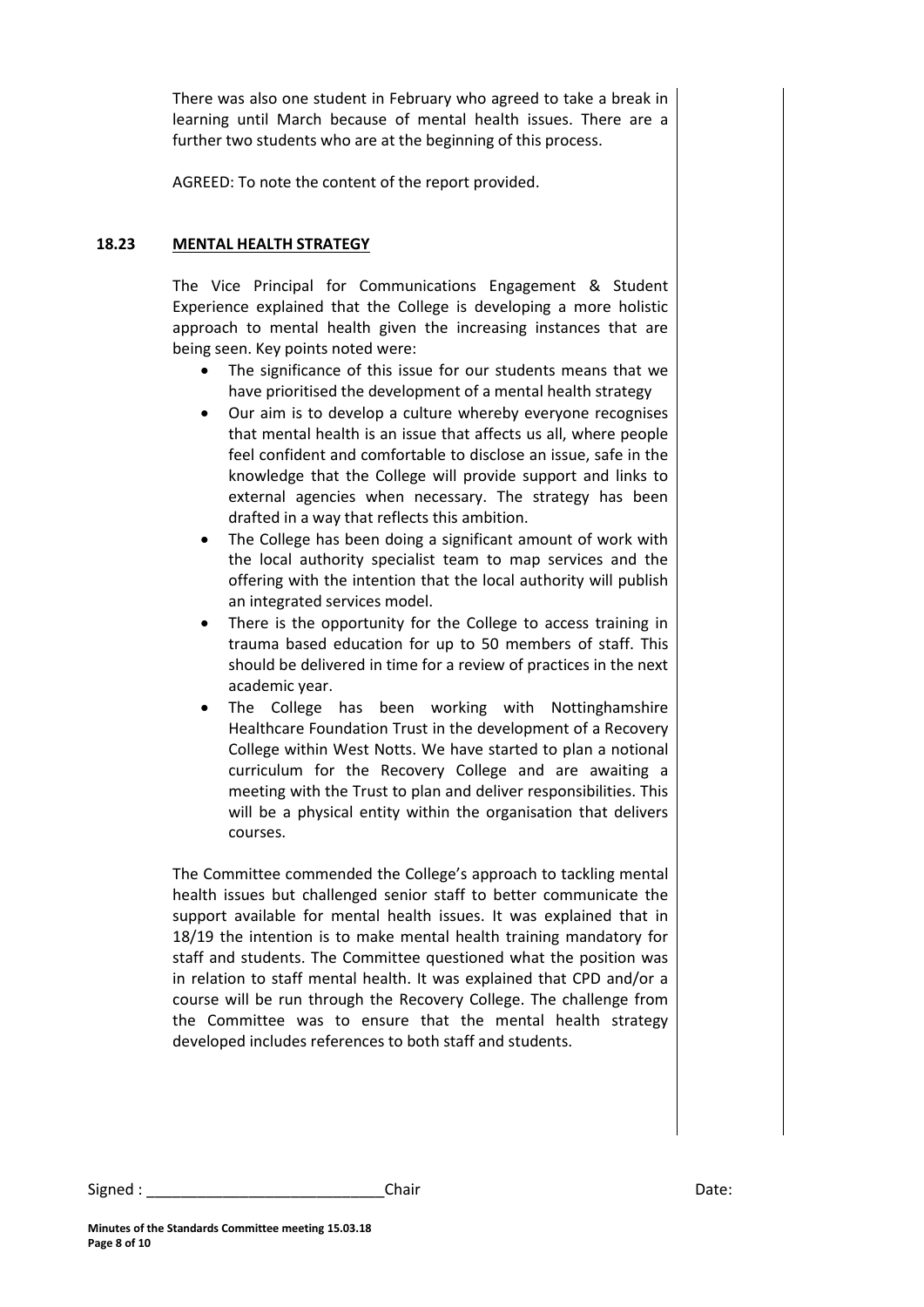There was also one student in February who agreed to take a break in learning until March because of mental health issues. There are a further two students who are at the beginning of this process.

AGREED: To note the content of the report provided.

## 18.23 MENTAL HEALTH STRATEGY

The Vice Principal for Communications Engagement & Student Experience explained that the College is developing a more holistic approach to mental health given the increasing instances that are being seen. Key points noted were:

- The significance of this issue for our students means that we have prioritised the development of a mental health strategy
- Our aim is to develop a culture whereby everyone recognises that mental health is an issue that affects us all, where people feel confident and comfortable to disclose an issue, safe in the knowledge that the College will provide support and links to external agencies when necessary. The strategy has been drafted in a way that reflects this ambition.
- The College has been doing a significant amount of work with the local authority specialist team to map services and the offering with the intention that the local authority will publish an integrated services model.
- There is the opportunity for the College to access training in trauma based education for up to 50 members of staff. This should be delivered in time for a review of practices in the next academic year.
- The College has been working with Nottinghamshire Healthcare Foundation Trust in the development of a Recovery College within West Notts. We have started to plan a notional curriculum for the Recovery College and are awaiting a meeting with the Trust to plan and deliver responsibilities. This will be a physical entity within the organisation that delivers courses.

The Committee commended the College's approach to tackling mental health issues but challenged senior staff to better communicate the support available for mental health issues. It was explained that in 18/19 the intention is to make mental health training mandatory for staff and students. The Committee questioned what the position was in relation to staff mental health. It was explained that CPD and/or a course will be run through the Recovery College. The challenge from the Committee was to ensure that the mental health strategy developed includes references to both staff and students.

Signed : ____________________________Chair Date: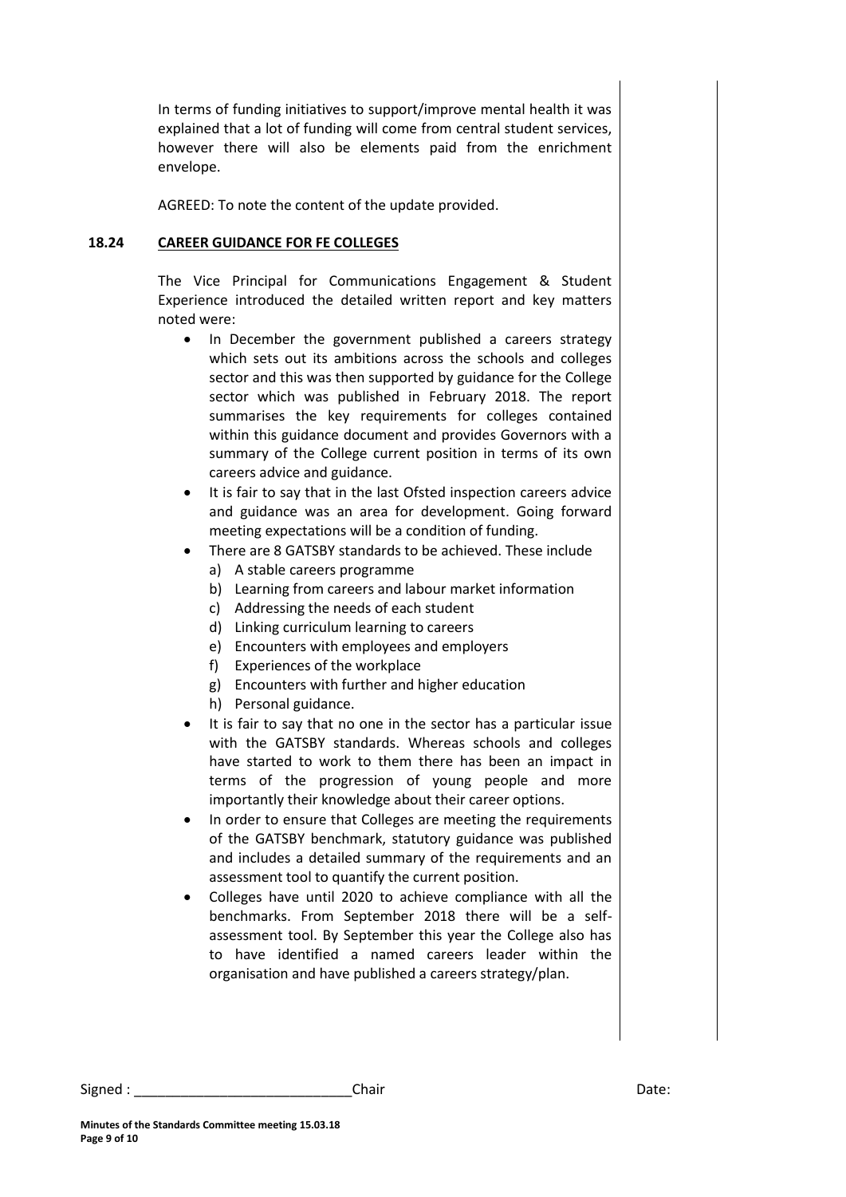In terms of funding initiatives to support/improve mental health it was explained that a lot of funding will come from central student services, however there will also be elements paid from the enrichment envelope.

AGREED: To note the content of the update provided.

**18.24 CAREER GUIDANCE FOR FE COLLEGES**

The Vice Principal for Communications Engagement & Student Experience introduced the detailed written report and key matters noted were:

- In December the government published a careers strategy which sets out its ambitions across the schools and colleges sector and this was then supported by guidance for the College sector which was published in February 2018. The report summarises the key requirements for colleges contained within this guidance document and provides Governors with a summary of the College current position in terms of its own careers advice and guidance.
- It is fair to say that in the last Ofsted inspection careers advice and guidance was an area for development. Going forward meeting expectations will be a condition of funding.
- There are 8 GATSBY standards to be achieved. These include
  a) A stable careers programme
  b) Learning from careers and labour market information
  c) Addressing the needs of each student
  d) Linking curriculum learning to careers
  e) Encounters with employees and employers
  f) Experiences of the workplace
  g) Encounters with further and higher education
  h) Personal guidance.
- It is fair to say that no one in the sector has a particular issue with the GATSBY standards. Whereas schools and colleges have started to work to them there has been an impact in terms of the progression of young people and more importantly their knowledge about their career options.
- In order to ensure that Colleges are meeting the requirements of the GATSBY benchmark, statutory guidance was published and includes a detailed summary of the requirements and an assessment tool to quantify the current position.
- Colleges have until 2020 to achieve compliance with all the benchmarks. From September 2018 there will be a self-assessment tool. By September this year the College also has to have identified a named careers leader within the organisation and have published a careers strategy/plan.

Signed : ____________________________Chair Date:

**Minutes of the Standards Committee meeting 15.03.18**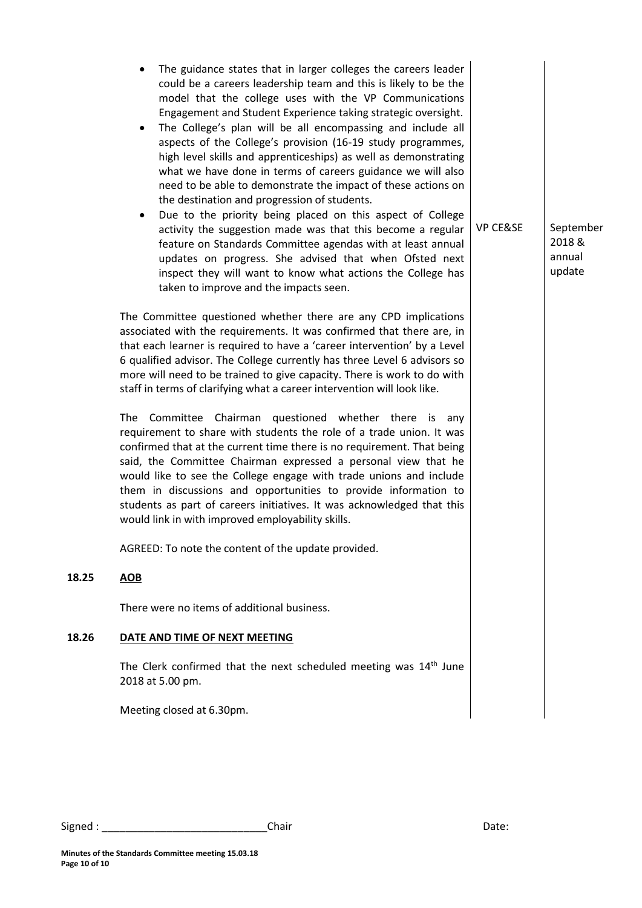| | | | |
|---|---|---|---|
| | • The guidance states that in larger colleges the careers leader could be a careers leadership team and this is likely to be the model that the college uses with the VP Communications Engagement and Student Experience taking strategic oversight.<br>• The College's plan will be all encompassing and include all aspects of the College's provision (16-19 study programmes, high level skills and apprenticeships) as well as demonstrating what we have done in terms of careers guidance we will also need to be able to demonstrate the impact of these actions on the destination and progression of students.<br>• Due to the priority being placed on this aspect of College activity the suggestion made was that this become a regular feature on Standards Committee agendas with at least annual updates on progress. She advised that when Ofsted next inspect they will want to know what actions the College has taken to improve and the impacts seen. | VP CE&SE | September 2018 & annual update |
| | The Committee questioned whether there are any CPD implications associated with the requirements. It was confirmed that there are, in that each learner is required to have a 'career intervention' by a Level 6 qualified advisor. The College currently has three Level 6 advisors so more will need to be trained to give capacity. There is work to do with staff in terms of clarifying what a career intervention will look like. | | |
| | The Committee Chairman questioned whether there is any requirement to share with students the role of a trade union. It was confirmed that at the current time there is no requirement. That being said, the Committee Chairman expressed a personal view that he would like to see the College engage with trade unions and include them in discussions and opportunities to provide information to students as part of careers initiatives. It was acknowledged that this would link in with improved employability skills. | | |
| | AGREED: To note the content of the update provided. | | |
| **18.25** | **AOB** | | |
| | There were no items of additional business. | | |
| **18.26** | **DATE AND TIME OF NEXT MEETING** | | |
| | The Clerk confirmed that the next scheduled meeting was 14th June 2018 at 5.00 pm. | | |
| | Meeting closed at 6.30pm. | | |

Signed : \_\_\_\_\_\_\_\_\_\_\_\_\_\_\_\_\_\_\_\_\_\_\_\_\_\_\_\_Chair Date:

**Minutes of the Standards Committee meeting 15.03.18**